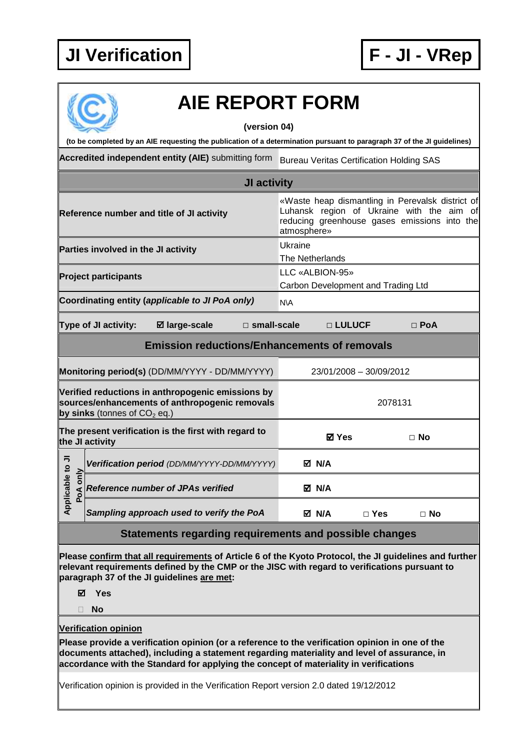**JI Verification** | **F - JI - VRep**

# AIE REPORT FORM

**(version 04)**

**(to be completed by an AIE requesting the publication of a determination pursuant to paragraph 37 of the JI guidelines)**

| | |
|---|---|
| **Accredited independent entity (AIE)** submitting form | Bureau Veritas Certification Holding SAS |

## JI activity

| | |
|---|---|
| **Reference number and title of JI activity** | «Waste heap dismantling in Perevalsk district of Luhansk region of Ukraine with the aim of reducing greenhouse gases emissions into the atmosphere» |
| **Parties involved in the JI activity** | Ukraine<br>The Netherlands |
| **Project participants** | LLC «ALBION-95»<br>Carbon Development and Trading Ltd |
| **Coordinating entity (*applicable to JI PoA only*)** | N\A |

**Type of JI activity:** ☑ **large-scale** □ **small-scale** □ **LULUCF** □ **PoA**

## Emission reductions/Enhancements of removals

| | | | |
|---|---|---|---|
| **Monitoring period(s)** (DD/MM/YYYY - DD/MM/YYYY) | 23/01/2008 – 30/09/2012 | | |
| **Verified reductions in anthropogenic emissions by sources/enhancements of anthropogenic removals by sinks** (tonnes of $CO_2$ eq.) | 2078131 | | |
| **The present verification is the first with regard to the JI activity** | ☑ **Yes** | □ **No** | |
| **Applicable to JI PoA only:** ***Verification period*** *(DD/MM/YYYY-DD/MM/YYYY)* | ☑ **N/A** | | |
| **Applicable to JI PoA only:** ***Reference number of JPAs verified*** | ☑ **N/A** | | |
| **Applicable to JI PoA only:** ***Sampling approach used to verify the PoA*** | ☑ **N/A** | □ **Yes** | □ **No** |

## Statements regarding requirements and possible changes

**Please confirm that all requirements of Article 6 of the Kyoto Protocol, the JI guidelines and further relevant requirements defined by the CMP or the JISC with regard to verifications pursuant to paragraph 37 of the JI guidelines are met:**

☑ **Yes**

□ **No**

**Verification opinion**

**Please provide a verification opinion (or a reference to the verification opinion in one of the documents attached), including a statement regarding materiality and level of assurance, in accordance with the Standard for applying the concept of materiality in verifications**

Verification opinion is provided in the Verification Report version 2.0 dated 19/12/2012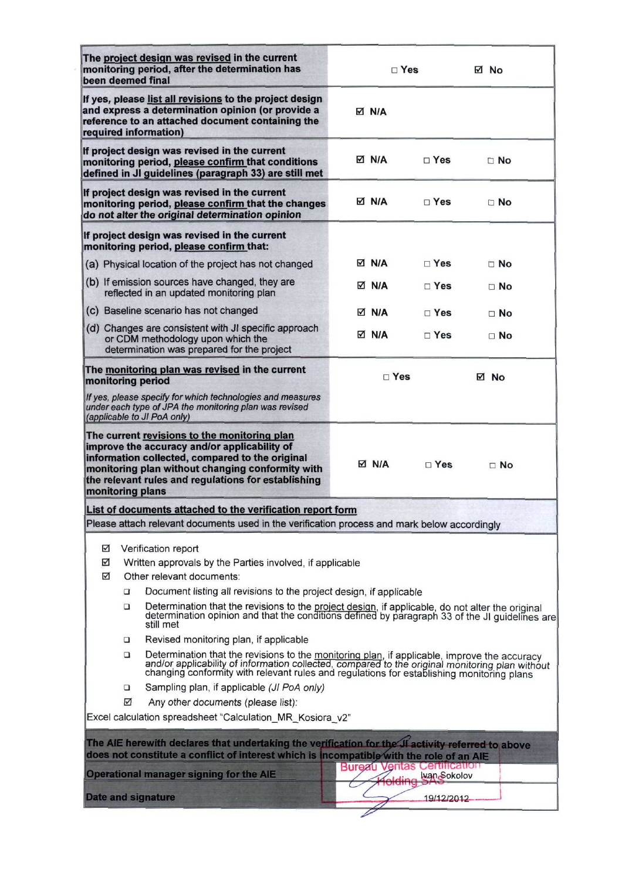| | | | |
|---|---|---|---|
| **The project design was revised in the current monitoring period, after the determination has been deemed final** | ☐ Yes | | ☑ No |
| **If yes, please list all revisions to the project design and express a determination opinion (or provide a reference to an attached document containing the required information)** | ☑ N/A | | |
| **If project design was revised in the current monitoring period, please confirm that conditions defined in JI guidelines (paragraph 33) are still met** | ☑ N/A | ☐ Yes | ☐ No |
| **If project design was revised in the current monitoring period, please confirm that the changes *do not alter the original determination opinion*** | ☑ N/A | ☐ Yes | ☐ No |
| **If project design was revised in the current monitoring period, please confirm that:** | | | |
| (a) Physical location of the project has not changed | ☑ N/A | ☐ Yes | ☐ No |
| (b) If emission sources have changed, they are reflected in an updated monitoring plan | ☑ N/A | ☐ Yes | ☐ No |
| (c) Baseline scenario has not changed | ☑ N/A | ☐ Yes | ☐ No |
| (d) Changes are consistent with JI specific approach or CDM methodology upon which the determination was prepared for the project | ☑ N/A | ☐ Yes | ☐ No |
| **The monitoring plan was revised in the current monitoring period**<br>*If yes, please specify for which technologies and measures under each type of JPA the monitoring plan was revised (applicable to JI PoA only)* | ☐ Yes | | ☑ No |
| **The current revisions to the monitoring plan improve the accuracy and/or applicability of information collected, compared to the original monitoring plan without changing conformity with the relevant rules and regulations for establishing monitoring plans** | ☑ N/A | ☐ Yes | ☐ No |

**List of documents attached to the verification report form**

Please attach relevant documents used in the verification process and mark below accordingly

- ☑ Verification report
- ☑ Written approvals by the Parties involved, if applicable
- ☑ Other relevant documents:
  - ☐ Document listing all revisions to the project design, if applicable
  - ☐ Determination that the revisions to the project design, if applicable, do not alter the original determination opinion and that the conditions defined by paragraph 33 of the JI guidelines are still met
  - ☐ Revised monitoring plan, if applicable
  - ☐ Determination that the revisions to the monitoring plan, if applicable, improve the accuracy and/or applicability of information collected, compared to the original monitoring plan without changing conformity with relevant rules and regulations for establishing monitoring plans
  - ☐ Sampling plan, if applicable *(JI PoA only)*
  - ☑ *Any other documents (please list):*

Excel calculation spreadsheet "Calculation_MR_Kosiora_v2"

| | |
|---|---|
| **The AIE herewith declares that undertaking the verification for the JI activity referred to above does not constitute a conflict of interest which is incompatible with the role of an AIE** | |
| **Operational manager signing for the AIE** | Bureau Veritas Certification Holding SAS<br>Ivan Sokolov |
| **Date and signature** | 19/12/2012 |